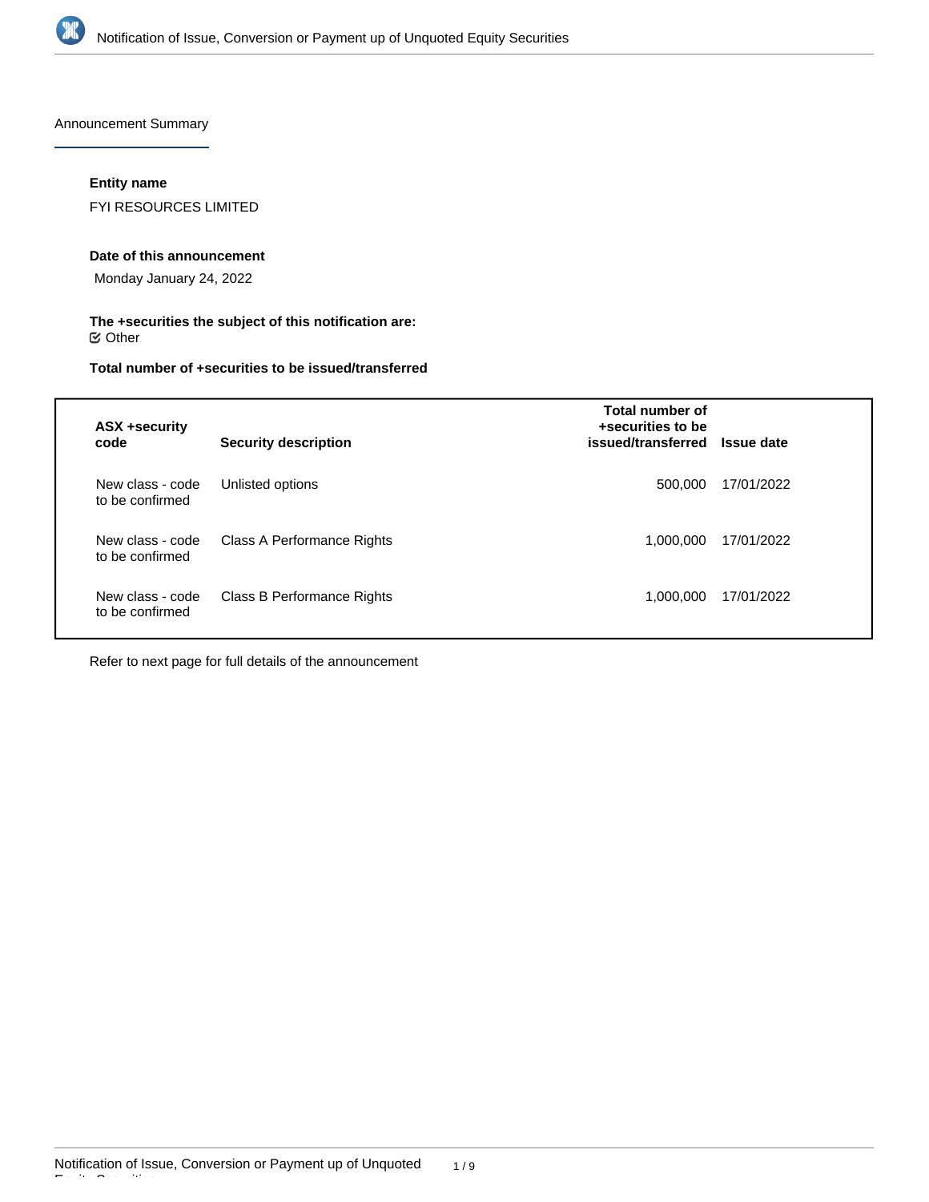Announcement Summary

**Entity name**

FYI RESOURCES LIMITED

**Date of this announcement**

Monday January 24, 2022

**The +securities the subject of this notification are:**

☑ Other

**Total number of +securities to be issued/transferred**

| ASX +security code | Security description | Total number of +securities to be issued/transferred | Issue date |
|---|---|---|---|
| New class - code to be confirmed | Unlisted options | 500,000 | 17/01/2022 |
| New class - code to be confirmed | Class A Performance Rights | 1,000,000 | 17/01/2022 |
| New class - code to be confirmed | Class B Performance Rights | 1,000,000 | 17/01/2022 |

Refer to next page for full details of the announcement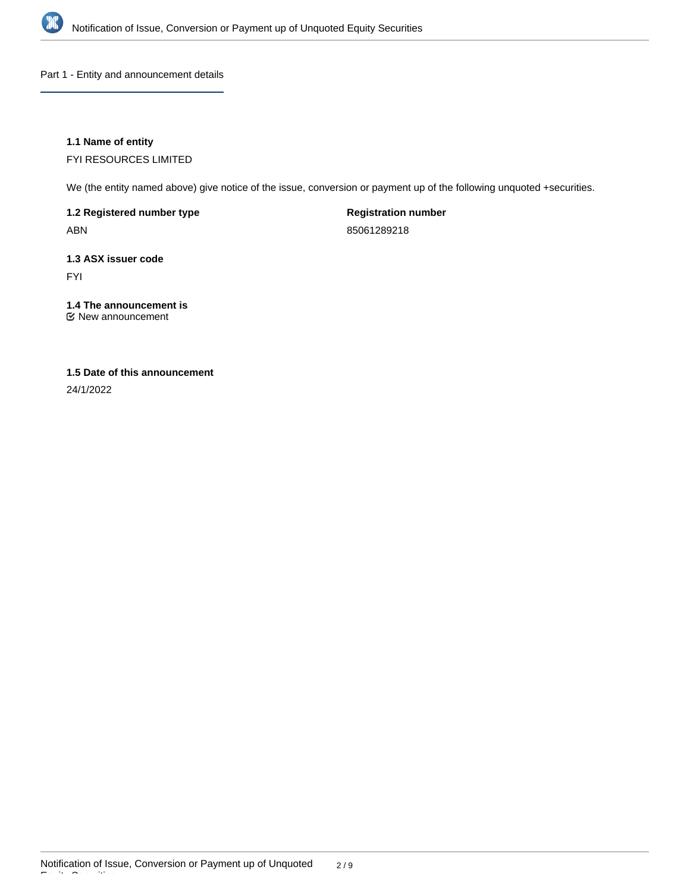## Part 1 - Entity and announcement details

**1.1 Name of entity**

FYI RESOURCES LIMITED

We (the entity named above) give notice of the issue, conversion or payment up of the following unquoted +securities.

**1.2 Registered number type**

ABN

**Registration number**

85061289218

**1.3 ASX issuer code**

FYI

**1.4 The announcement is**

☑ New announcement

**1.5 Date of this announcement**

24/1/2022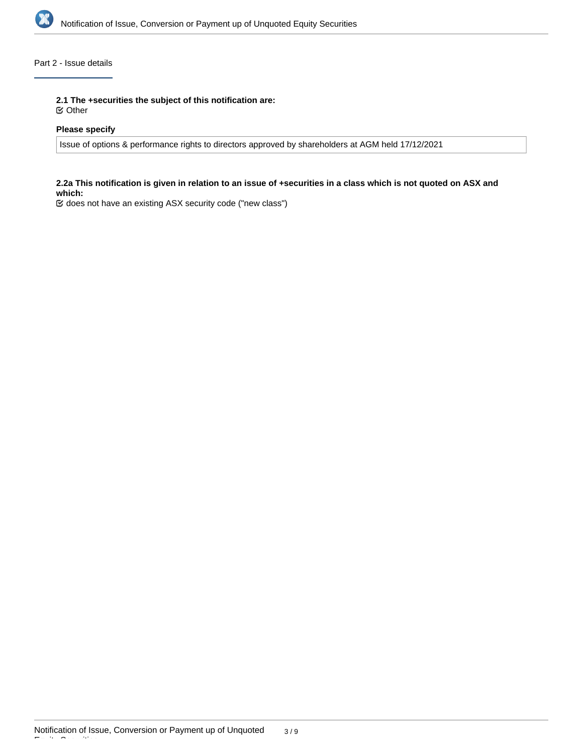## Part 2 - Issue details

**2.1 The +securities the subject of this notification are:**

☑ Other

**Please specify**

Issue of options & performance rights to directors approved by shareholders at AGM held 17/12/2021

**2.2a This notification is given in relation to an issue of +securities in a class which is not quoted on ASX and which:**

☑ does not have an existing ASX security code ("new class")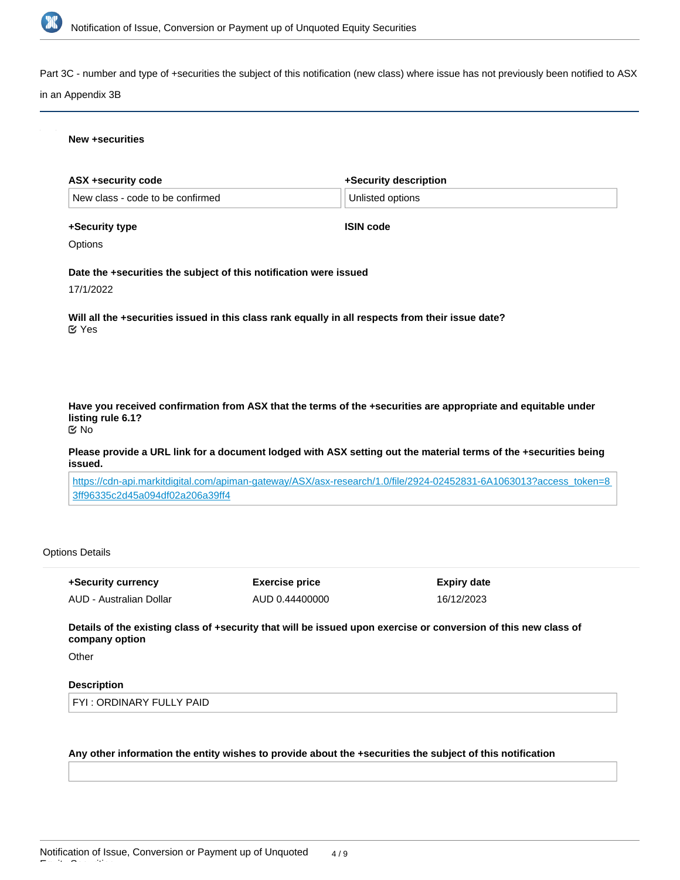Part 3C - number and type of +securities the subject of this notification (new class) where issue has not previously been notified to ASX in an Appendix 3B

**New +securities**

**ASX +security code**

New class - code to be confirmed

**+Security description**

Unlisted options

**+Security type**

Options

**ISIN code**

**Date the +securities the subject of this notification were issued**

17/1/2022

**Will all the +securities issued in this class rank equally in all respects from their issue date?**

Yes

**Have you received confirmation from ASX that the terms of the +securities are appropriate and equitable under listing rule 6.1?**

No

**Please provide a URL link for a document lodged with ASX setting out the material terms of the +securities being issued.**

https://cdn-api.markitdigital.com/apiman-gateway/ASX/asx-research/1.0/file/2924-02452831-6A1063013?access_token=83ff96335c2d45a094df02a206a39ff4

Options Details

**+Security currency**

AUD - Australian Dollar

**Exercise price**

AUD 0.44400000

**Expiry date**

16/12/2023

**Details of the existing class of +security that will be issued upon exercise or conversion of this new class of company option**

Other

**Description**

FYI : ORDINARY FULLY PAID

**Any other information the entity wishes to provide about the +securities the subject of this notification**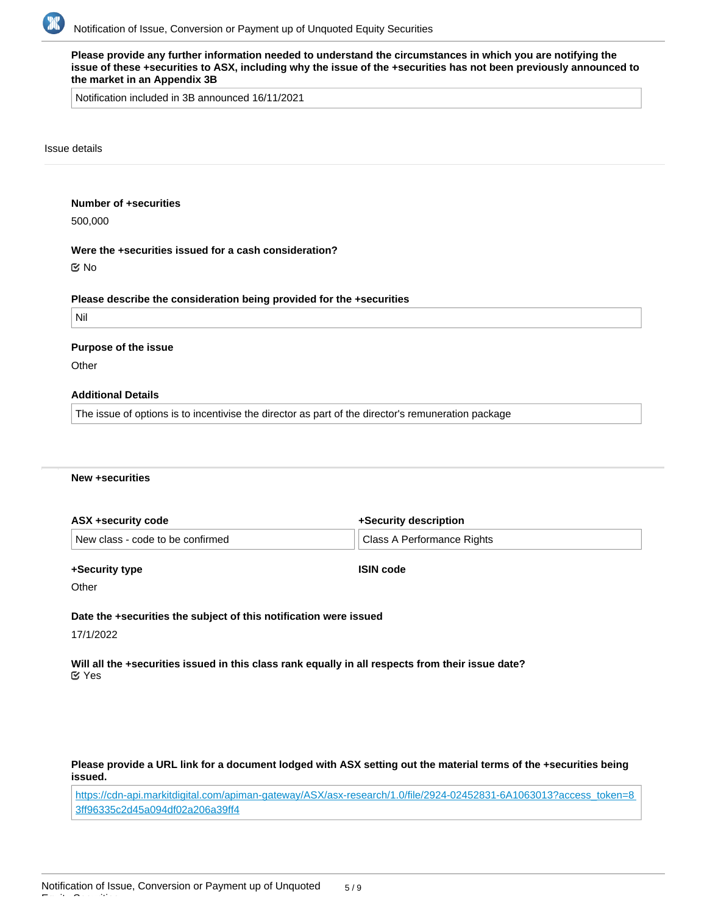**Please provide any further information needed to understand the circumstances in which you are notifying the issue of these +securities to ASX, including why the issue of the +securities has not been previously announced to the market in an Appendix 3B**

Notification included in 3B announced 16/11/2021

Issue details

**Number of +securities**

500,000

**Were the +securities issued for a cash consideration?**

☑ No

**Please describe the consideration being provided for the +securities**

Nil

**Purpose of the issue**

Other

**Additional Details**

The issue of options is to incentivise the director as part of the director's remuneration package

**New +securities**

**ASX +security code**

New class - code to be confirmed

**+Security description**

Class A Performance Rights

**+Security type**

Other

**ISIN code**

**Date the +securities the subject of this notification were issued**

17/1/2022

**Will all the +securities issued in this class rank equally in all respects from their issue date?**

☑ Yes

**Please provide a URL link for a document lodged with ASX setting out the material terms of the +securities being issued.**

https://cdn-api.markitdigital.com/apiman-gateway/ASX/asx-research/1.0/file/2924-02452831-6A1063013?access_token=83ff96335c2d45a094df02a206a39ff4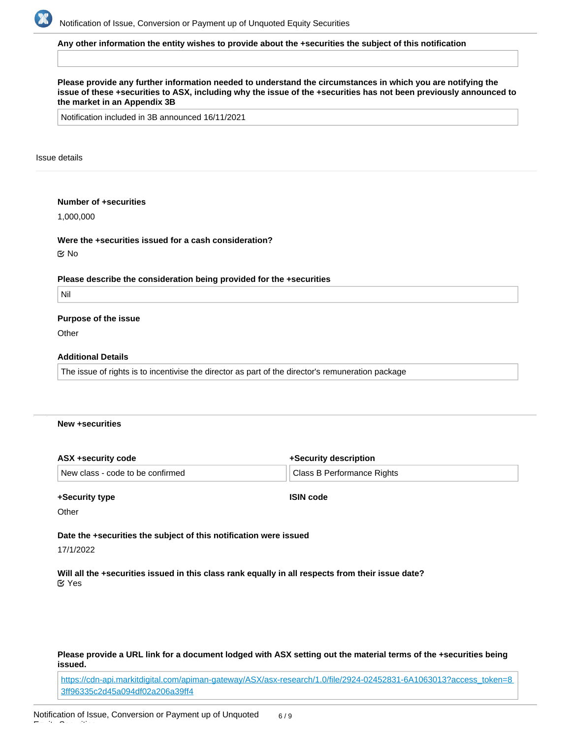**Any other information the entity wishes to provide about the +securities the subject of this notification**

**Please provide any further information needed to understand the circumstances in which you are notifying the issue of these +securities to ASX, including why the issue of the +securities has not been previously announced to the market in an Appendix 3B**

Notification included in 3B announced 16/11/2021

Issue details

**Number of +securities**

1,000,000

**Were the +securities issued for a cash consideration?**

No

**Please describe the consideration being provided for the +securities**

Nil

**Purpose of the issue**

Other

**Additional Details**

The issue of rights is to incentivise the director as part of the director's remuneration package

**New +securities**

**ASX +security code**

New class - code to be confirmed

**+Security description**

Class B Performance Rights

**+Security type**

Other

**ISIN code**

**Date the +securities the subject of this notification were issued**

17/1/2022

**Will all the +securities issued in this class rank equally in all respects from their issue date?**

Yes

**Please provide a URL link for a document lodged with ASX setting out the material terms of the +securities being issued.**

https://cdn-api.markitdigital.com/apiman-gateway/ASX/asx-research/1.0/file/2924-02452831-6A1063013?access_token=83ff96335c2d45a094df02a206a39ff4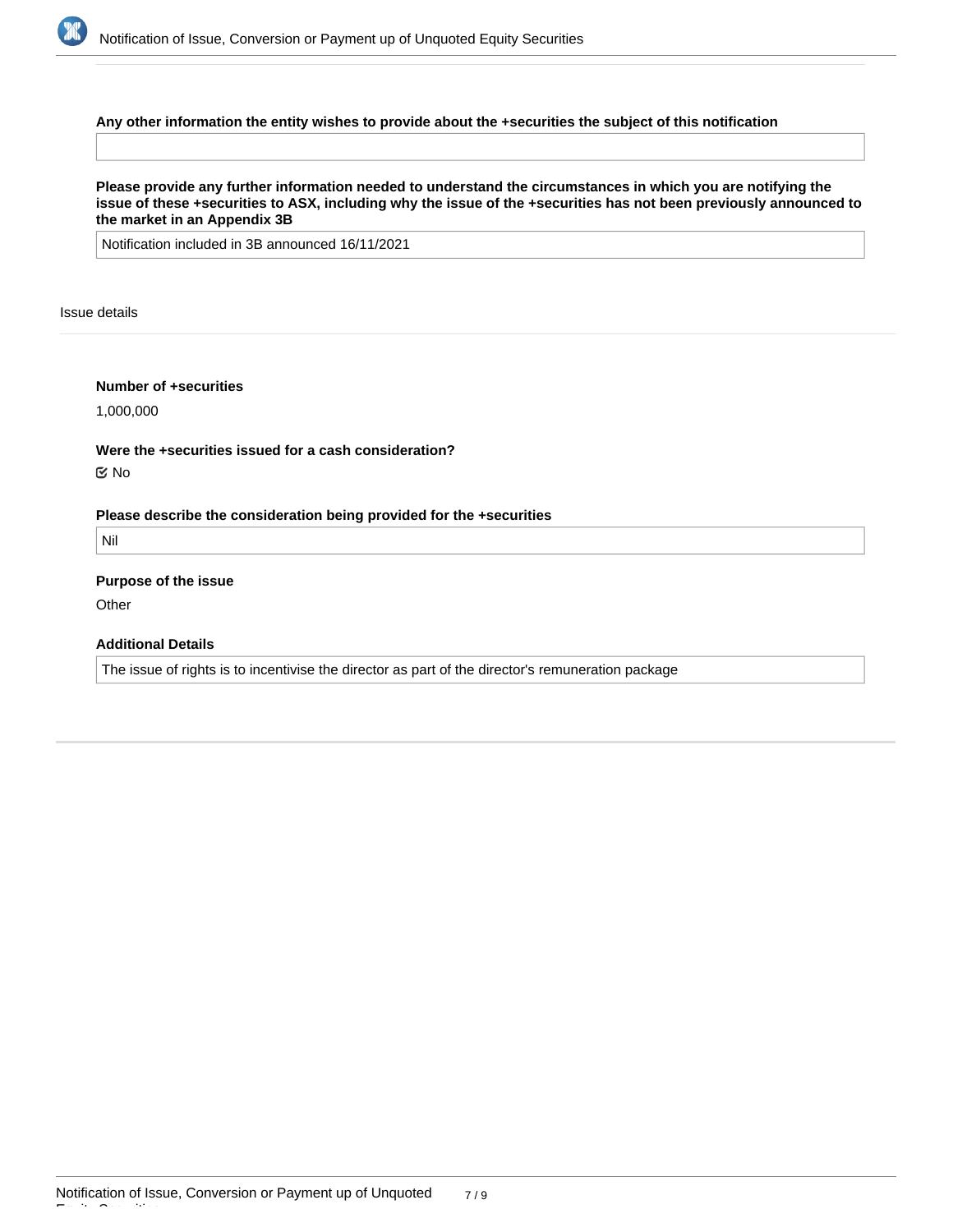**Any other information the entity wishes to provide about the +securities the subject of this notification**

**Please provide any further information needed to understand the circumstances in which you are notifying the issue of these +securities to ASX, including why the issue of the +securities has not been previously announced to the market in an Appendix 3B**

Notification included in 3B announced 16/11/2021

Issue details

**Number of +securities**

1,000,000

**Were the +securities issued for a cash consideration?**

☑ No

**Please describe the consideration being provided for the +securities**

Nil

**Purpose of the issue**

Other

**Additional Details**

The issue of rights is to incentivise the director as part of the director's remuneration package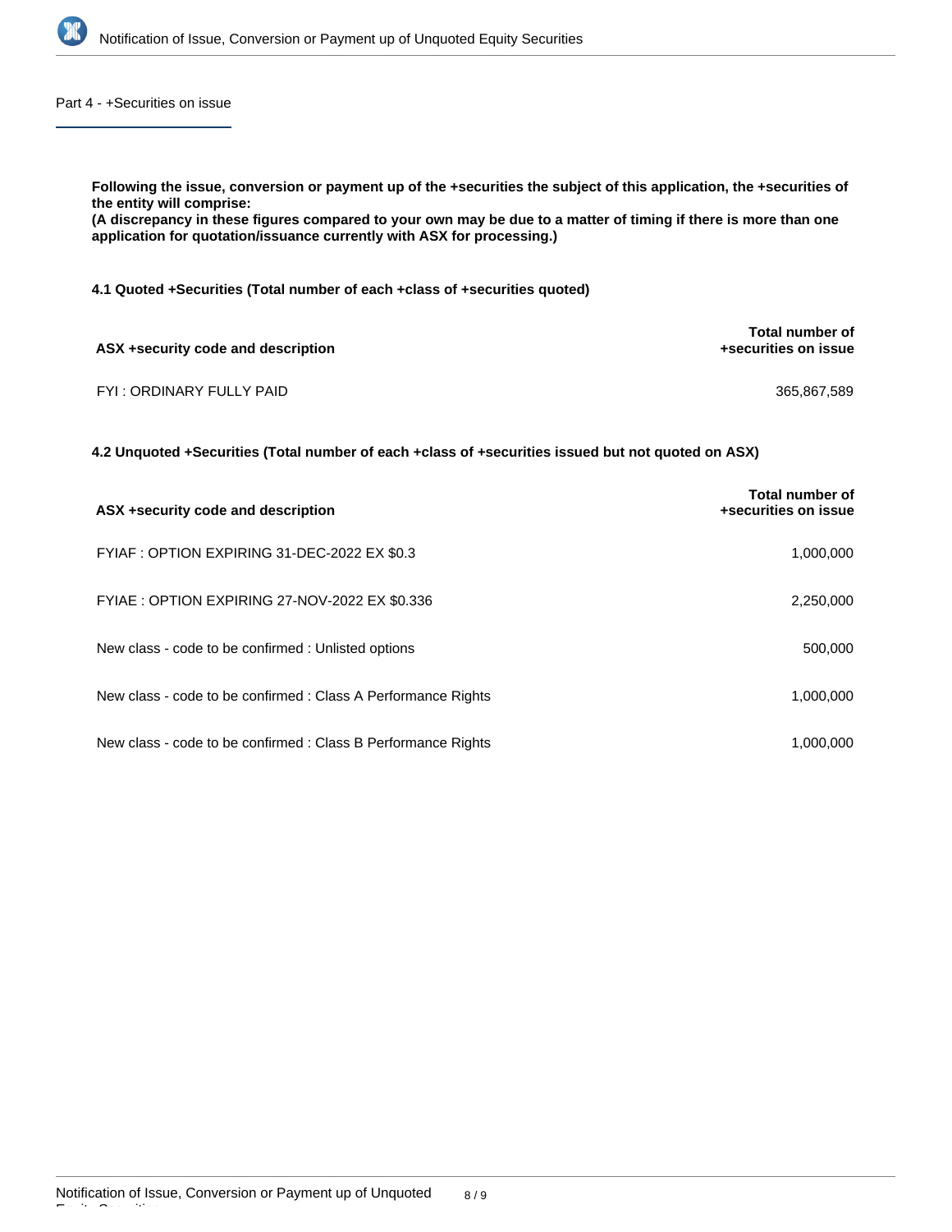## Part 4 - +Securities on issue

**Following the issue, conversion or payment up of the +securities the subject of this application, the +securities of the entity will comprise:**
**(A discrepancy in these figures compared to your own may be due to a matter of timing if there is more than one application for quotation/issuance currently with ASX for processing.)**

**4.1 Quoted +Securities (Total number of each +class of +securities quoted)**

| ASX +security code and description | Total number of +securities on issue |
|---|---|
| FYI : ORDINARY FULLY PAID | 365,867,589 |

**4.2 Unquoted +Securities (Total number of each +class of +securities issued but not quoted on ASX)**

| ASX +security code and description | Total number of +securities on issue |
|---|---|
| FYIAF : OPTION EXPIRING 31-DEC-2022 EX $0.3 | 1,000,000 |
| FYIAE : OPTION EXPIRING 27-NOV-2022 EX $0.336 | 2,250,000 |
| New class - code to be confirmed : Unlisted options | 500,000 |
| New class - code to be confirmed : Class A Performance Rights | 1,000,000 |
| New class - code to be confirmed : Class B Performance Rights | 1,000,000 |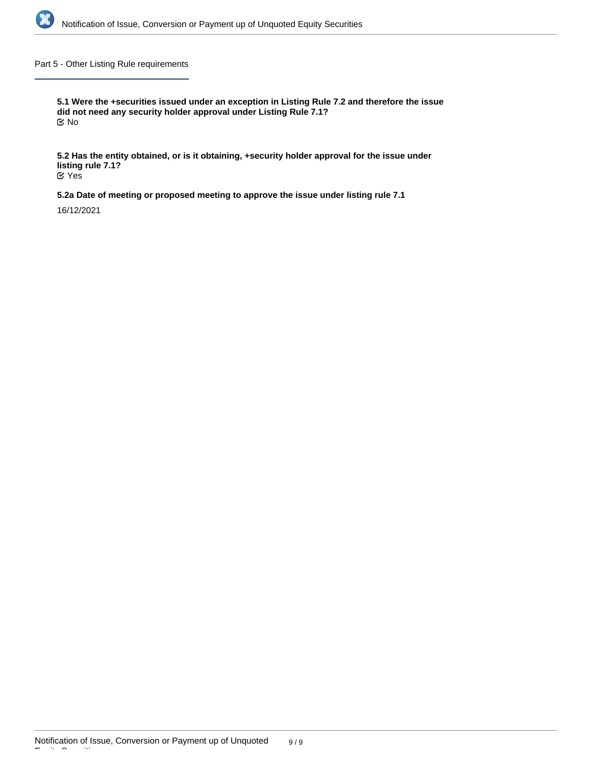## Part 5 - Other Listing Rule requirements

**5.1 Were the +securities issued under an exception in Listing Rule 7.2 and therefore the issue did not need any security holder approval under Listing Rule 7.1?**

No

**5.2 Has the entity obtained, or is it obtaining, +security holder approval for the issue under listing rule 7.1?**

Yes

**5.2a Date of meeting or proposed meeting to approve the issue under listing rule 7.1**

16/12/2021